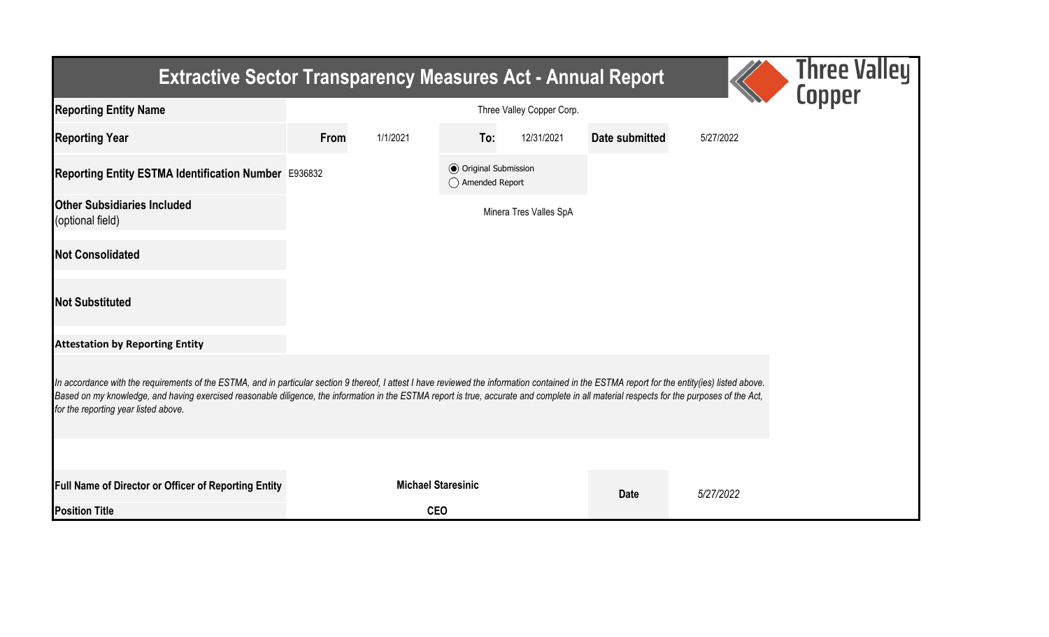# Extractive Sector Transparency Measures Act - Annual Report

| | | | | | | |
|---|---|---|---|---|---|---|
| **Reporting Entity Name** | Three Valley Copper Corp. | | | | | |
| **Reporting Year** | **From** | 1/1/2021 | **To:** | 12/31/2021 | **Date submitted** | 5/27/2022 |
| **Reporting Entity ESTMA Identification Number** | E936832 | | ◉ Original Submission ○ Amended Report | | | |
| **Other Subsidiaries Included** (optional field) | Minera Tres Valles SpA | | | | | |
| **Not Consolidated** | | | | | | |
| **Not Substituted** | | | | | | |

**Attestation by Reporting Entity**

*In accordance with the requirements of the ESTMA, and in particular section 9 thereof, I attest I have reviewed the information contained in the ESTMA report for the entity(ies) listed above. Based on my knowledge, and having exercised reasonable diligence, the information in the ESTMA report is true, accurate and complete in all material respects for the purposes of the Act, for the reporting year listed above.*

| | | | |
|---|---|---|---|
| **Full Name of Director or Officer of Reporting Entity** | **Michael Staresinic** | **Date** | *5/27/2022* |
| **Position Title** | **CEO** | | |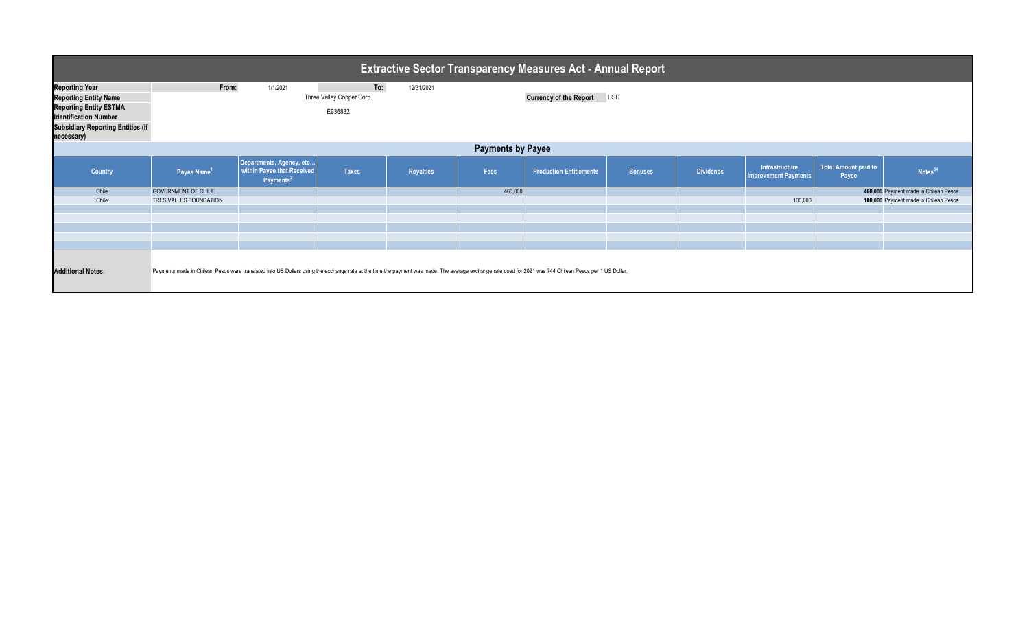# Extractive Sector Transparency Measures Act - Annual Report

| | | | | |
|---|---|---|---|---|
| **Reporting Year** | From: | 1/1/2021 | To: | 12/31/2021 |
| **Reporting Entity Name** | Three Valley Copper Corp. | | **Currency of the Report** | USD |
| **Reporting Entity ESTMA Identification Number** | E936832 | | | |
| **Subsidiary Reporting Entities (if necessary)** | | | | |

## Payments by Payee

| Country | Payee Name[1] | Departments, Agency, etc... within Payee that Received Payments[2] | Taxes | Royalties | Fees | Production Entitlements | Bonuses | Dividends | Infrastructure Improvement Payments | Total Amount paid to Payee | Notes[34] |
|---|---|---|---|---|---|---|---|---|---|---|---|
| Chile | GOVERNMENT OF CHILE | | | | 460,000 | | | | | **460,000** | Payment made in Chilean Pesos |
| Chile | TRES VALLES FOUNDATION | | | | | | | | 100,000 | **100,000** | Payment made in Chilean Pesos |

**Additional Notes:** Payments made in Chilean Pesos were translated into US Dollars using the exchange rate at the time the payment was made. The average exchange rate used for 2021 was 744 Chilean Pesos per 1 US Dollar.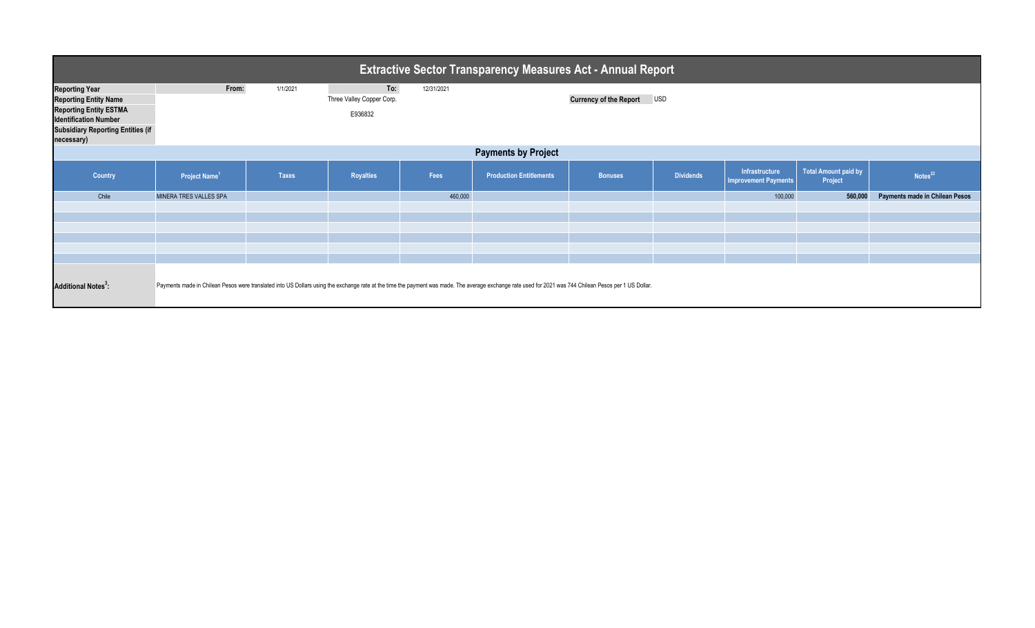# Extractive Sector Transparency Measures Act - Annual Report

| | | | | |
|---|---|---|---|---|
| **Reporting Year** | From: 1/1/2021 | To: 12/31/2021 | | |
| **Reporting Entity Name** | Three Valley Copper Corp. | | **Currency of the Report** | USD |
| **Reporting Entity ESTMA Identification Number** | E936832 | | | |
| **Subsidiary Reporting Entities (if necessary)** | | | | |

## Payments by Project

| Country | Project Name[1] | Taxes | Royalties | Fees | Production Entitlements | Bonuses | Dividends | Infrastructure Improvement Payments | Total Amount paid by Project | Notes[23] |
|---|---|---|---|---|---|---|---|---|---|---|
| Chile | MINERA TRES VALLES SPA | | | 460,000 | | | | 100,000 | **560,000** | **Payments made in Chilean Pesos** |
| | | | | | | | | | | |
| | | | | | | | | | | |
| | | | | | | | | | | |
| | | | | | | | | | | |
| | | | | | | | | | | |
| | | | | | | | | | | |

**Additional Notes[3]:** Payments made in Chilean Pesos were translated into US Dollars using the exchange rate at the time the payment was made. The average exchange rate used for 2021 was 744 Chilean Pesos per 1 US Dollar.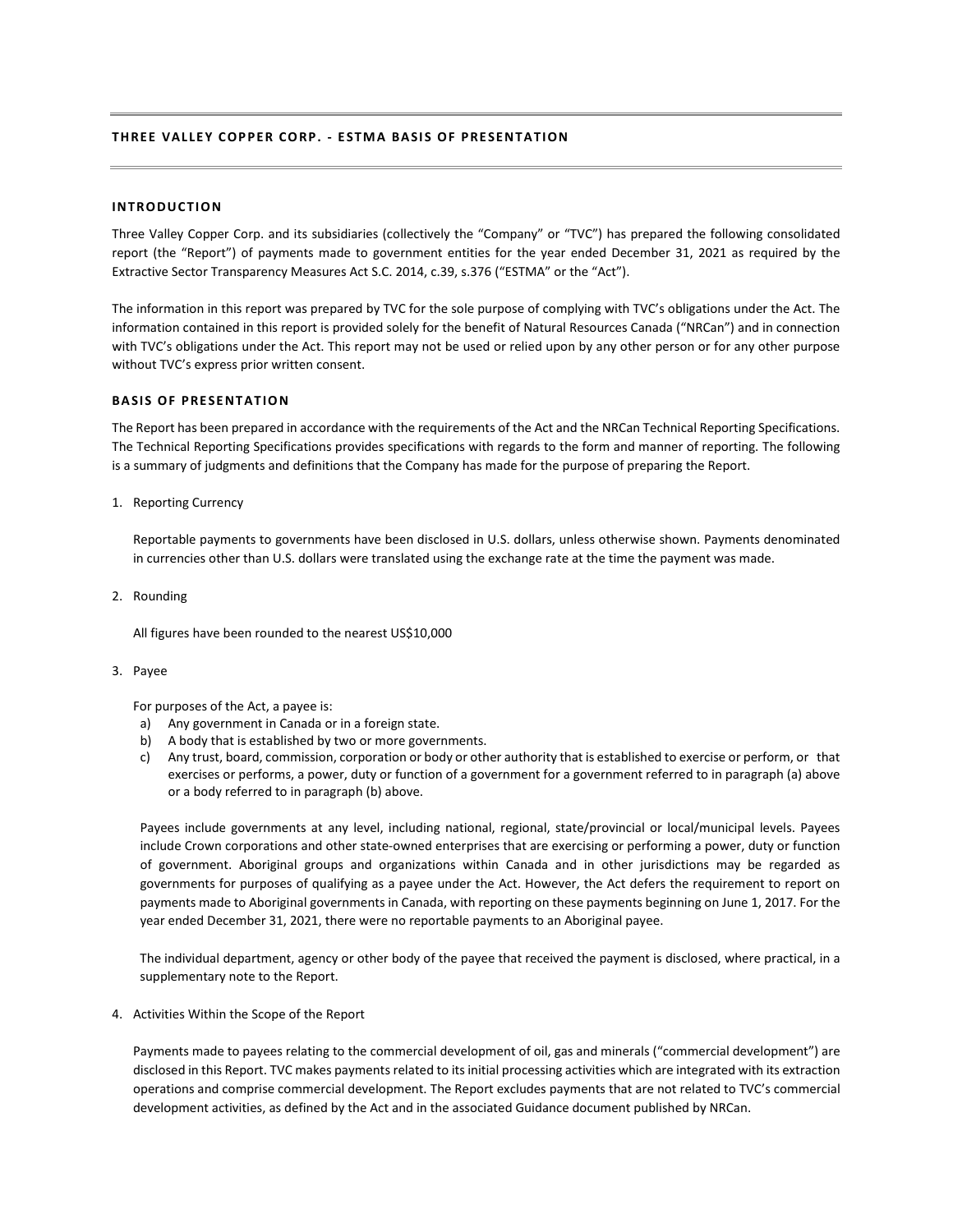## THREE VALLEY COPPER CORP. - ESTMA BASIS OF PRESENTATION

### INTRODUCTION

Three Valley Copper Corp. and its subsidiaries (collectively the "Company" or "TVC") has prepared the following consolidated report (the "Report") of payments made to government entities for the year ended December 31, 2021 as required by the Extractive Sector Transparency Measures Act S.C. 2014, c.39, s.376 ("ESTMA" or the "Act").

The information in this report was prepared by TVC for the sole purpose of complying with TVC's obligations under the Act. The information contained in this report is provided solely for the benefit of Natural Resources Canada ("NRCan") and in connection with TVC's obligations under the Act. This report may not be used or relied upon by any other person or for any other purpose without TVC's express prior written consent.

### BASIS OF PRESENTATION

The Report has been prepared in accordance with the requirements of the Act and the NRCan Technical Reporting Specifications. The Technical Reporting Specifications provides specifications with regards to the form and manner of reporting. The following is a summary of judgments and definitions that the Company has made for the purpose of preparing the Report.

1. Reporting Currency

   Reportable payments to governments have been disclosed in U.S. dollars, unless otherwise shown. Payments denominated in currencies other than U.S. dollars were translated using the exchange rate at the time the payment was made.

2. Rounding

   All figures have been rounded to the nearest US$10,000

3. Payee

   For purposes of the Act, a payee is:

   a) Any government in Canada or in a foreign state.
   b) A body that is established by two or more governments.
   c) Any trust, board, commission, corporation or body or other authority that is established to exercise or perform, or that exercises or performs, a power, duty or function of a government for a government referred to in paragraph (a) above or a body referred to in paragraph (b) above.

   Payees include governments at any level, including national, regional, state/provincial or local/municipal levels. Payees include Crown corporations and other state-owned enterprises that are exercising or performing a power, duty or function of government. Aboriginal groups and organizations within Canada and in other jurisdictions may be regarded as governments for purposes of qualifying as a payee under the Act. However, the Act defers the requirement to report on payments made to Aboriginal governments in Canada, with reporting on these payments beginning on June 1, 2017. For the year ended December 31, 2021, there were no reportable payments to an Aboriginal payee.

   The individual department, agency or other body of the payee that received the payment is disclosed, where practical, in a supplementary note to the Report.

4. Activities Within the Scope of the Report

   Payments made to payees relating to the commercial development of oil, gas and minerals ("commercial development") are disclosed in this Report. TVC makes payments related to its initial processing activities which are integrated with its extraction operations and comprise commercial development. The Report excludes payments that are not related to TVC's commercial development activities, as defined by the Act and in the associated Guidance document published by NRCan.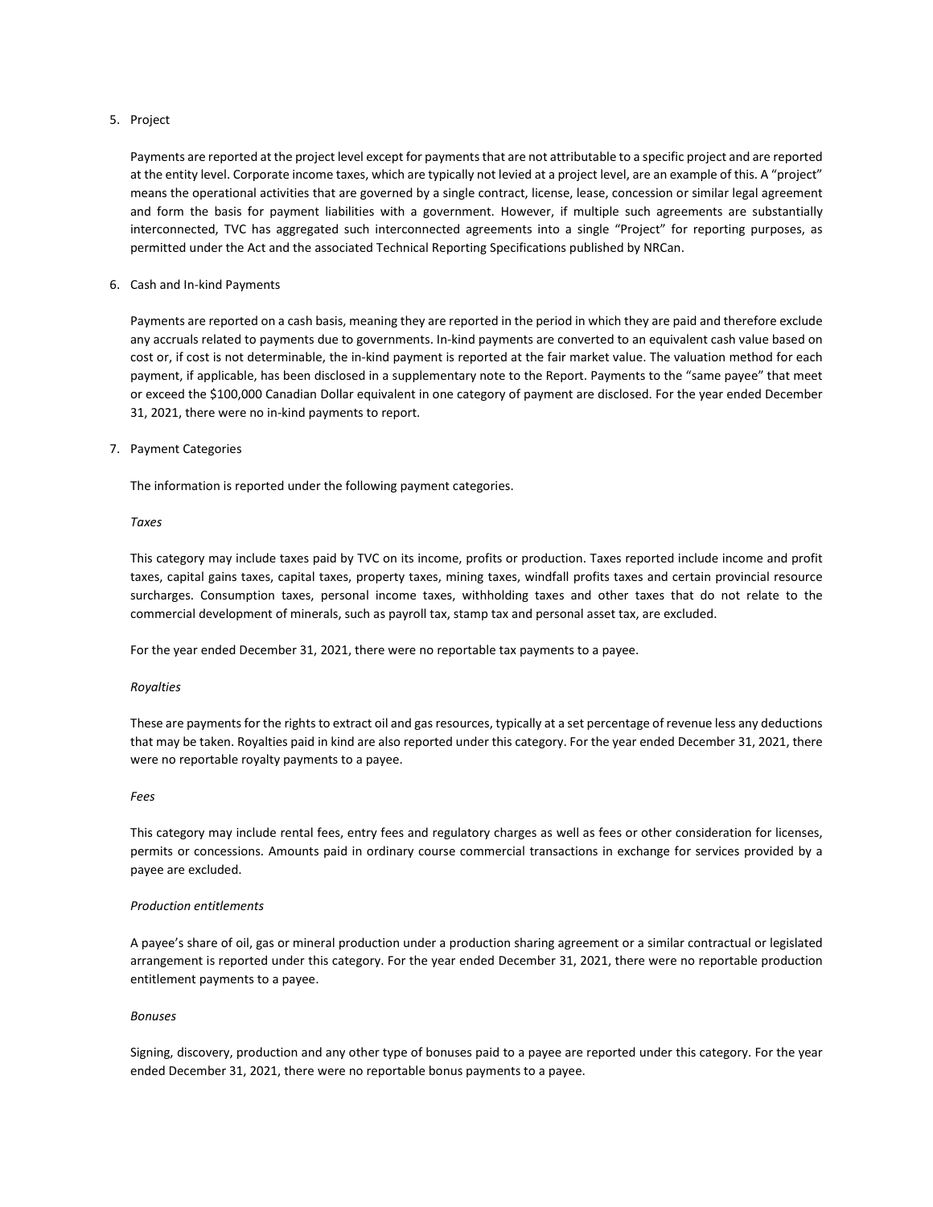5. Project

   Payments are reported at the project level except for payments that are not attributable to a specific project and are reported at the entity level. Corporate income taxes, which are typically not levied at a project level, are an example of this. A "project" means the operational activities that are governed by a single contract, license, lease, concession or similar legal agreement and form the basis for payment liabilities with a government. However, if multiple such agreements are substantially interconnected, TVC has aggregated such interconnected agreements into a single "Project" for reporting purposes, as permitted under the Act and the associated Technical Reporting Specifications published by NRCan.

6. Cash and In-kind Payments

   Payments are reported on a cash basis, meaning they are reported in the period in which they are paid and therefore exclude any accruals related to payments due to governments. In-kind payments are converted to an equivalent cash value based on cost or, if cost is not determinable, the in-kind payment is reported at the fair market value. The valuation method for each payment, if applicable, has been disclosed in a supplementary note to the Report. Payments to the "same payee" that meet or exceed the $100,000 Canadian Dollar equivalent in one category of payment are disclosed. For the year ended December 31, 2021, there were no in-kind payments to report.

7. Payment Categories

   The information is reported under the following payment categories.

   *Taxes*

   This category may include taxes paid by TVC on its income, profits or production. Taxes reported include income and profit taxes, capital gains taxes, capital taxes, property taxes, mining taxes, windfall profits taxes and certain provincial resource surcharges. Consumption taxes, personal income taxes, withholding taxes and other taxes that do not relate to the commercial development of minerals, such as payroll tax, stamp tax and personal asset tax, are excluded.

   For the year ended December 31, 2021, there were no reportable tax payments to a payee.

   *Royalties*

   These are payments for the rights to extract oil and gas resources, typically at a set percentage of revenue less any deductions that may be taken. Royalties paid in kind are also reported under this category. For the year ended December 31, 2021, there were no reportable royalty payments to a payee.

   *Fees*

   This category may include rental fees, entry fees and regulatory charges as well as fees or other consideration for licenses, permits or concessions. Amounts paid in ordinary course commercial transactions in exchange for services provided by a payee are excluded.

   *Production entitlements*

   A payee's share of oil, gas or mineral production under a production sharing agreement or a similar contractual or legislated arrangement is reported under this category. For the year ended December 31, 2021, there were no reportable production entitlement payments to a payee.

   *Bonuses*

   Signing, discovery, production and any other type of bonuses paid to a payee are reported under this category. For the year ended December 31, 2021, there were no reportable bonus payments to a payee.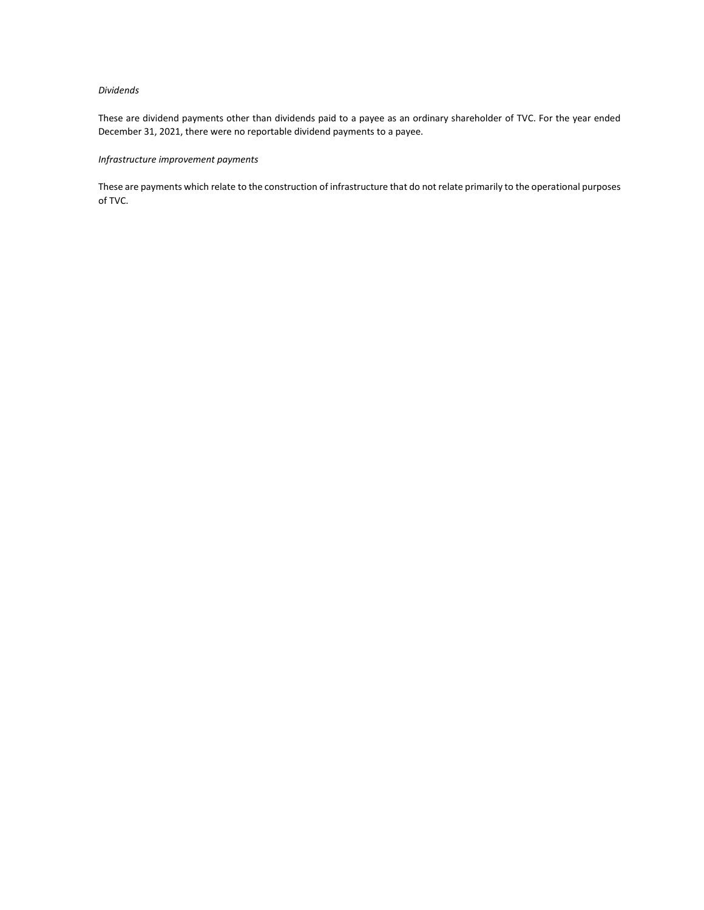*Dividends*

These are dividend payments other than dividends paid to a payee as an ordinary shareholder of TVC. For the year ended December 31, 2021, there were no reportable dividend payments to a payee.

*Infrastructure improvement payments*

These are payments which relate to the construction of infrastructure that do not relate primarily to the operational purposes of TVC.